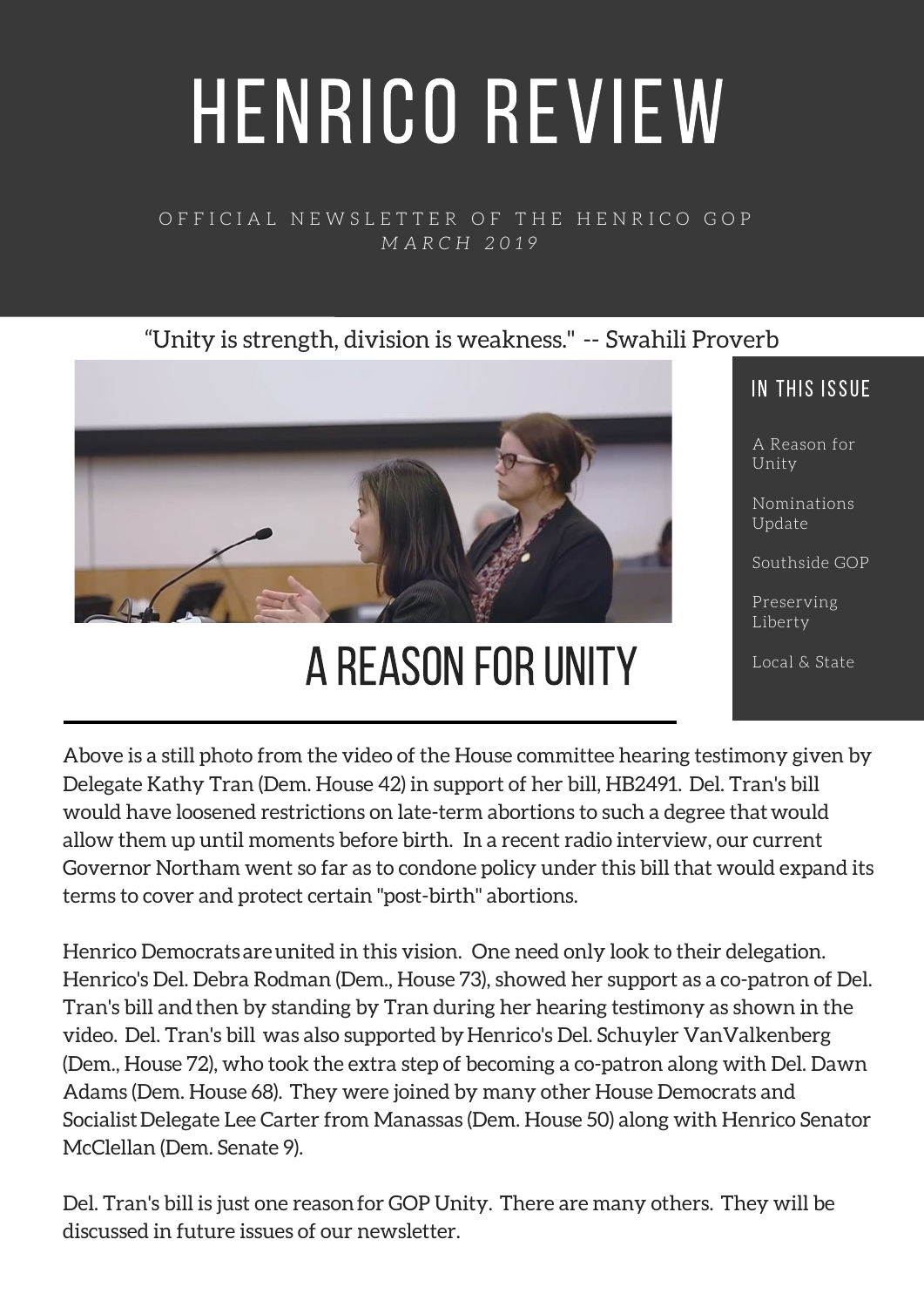# HENRICO REVIEW

OFFICIAL NEWSLETTER OF THE HENRICO GOP
*MARCH 2019*

"Unity is strength, division is weakness." -- Swahili Proverb

## IN THIS ISSUE

- A Reason for Unity
- Nominations Update
- Southside GOP
- Preserving Liberty
- Local & State

## A REASON FOR UNITY

Above is a still photo from the video of the House committee hearing testimony given by Delegate Kathy Tran (Dem. House 42) in support of her bill, HB2491. Del. Tran's bill would have loosened restrictions on late-term abortions to such a degree that would allow them up until moments before birth. In a recent radio interview, our current Governor Northam went so far as to condone policy under this bill that would expand its terms to cover and protect certain "post-birth" abortions.

Henrico Democrats are united in this vision. One need only look to their delegation. Henrico's Del. Debra Rodman (Dem., House 73), showed her support as a co-patron of Del. Tran's bill and then by standing by Tran during her hearing testimony as shown in the video. Del. Tran's bill was also supported by Henrico's Del. Schuyler VanValkenberg (Dem., House 72), who took the extra step of becoming a co-patron along with Del. Dawn Adams (Dem. House 68). They were joined by many other House Democrats and Socialist Delegate Lee Carter from Manassas (Dem. House 50) along with Henrico Senator McClellan (Dem. Senate 9).

Del. Tran's bill is just one reason for GOP Unity. There are many others. They will be discussed in future issues of our newsletter.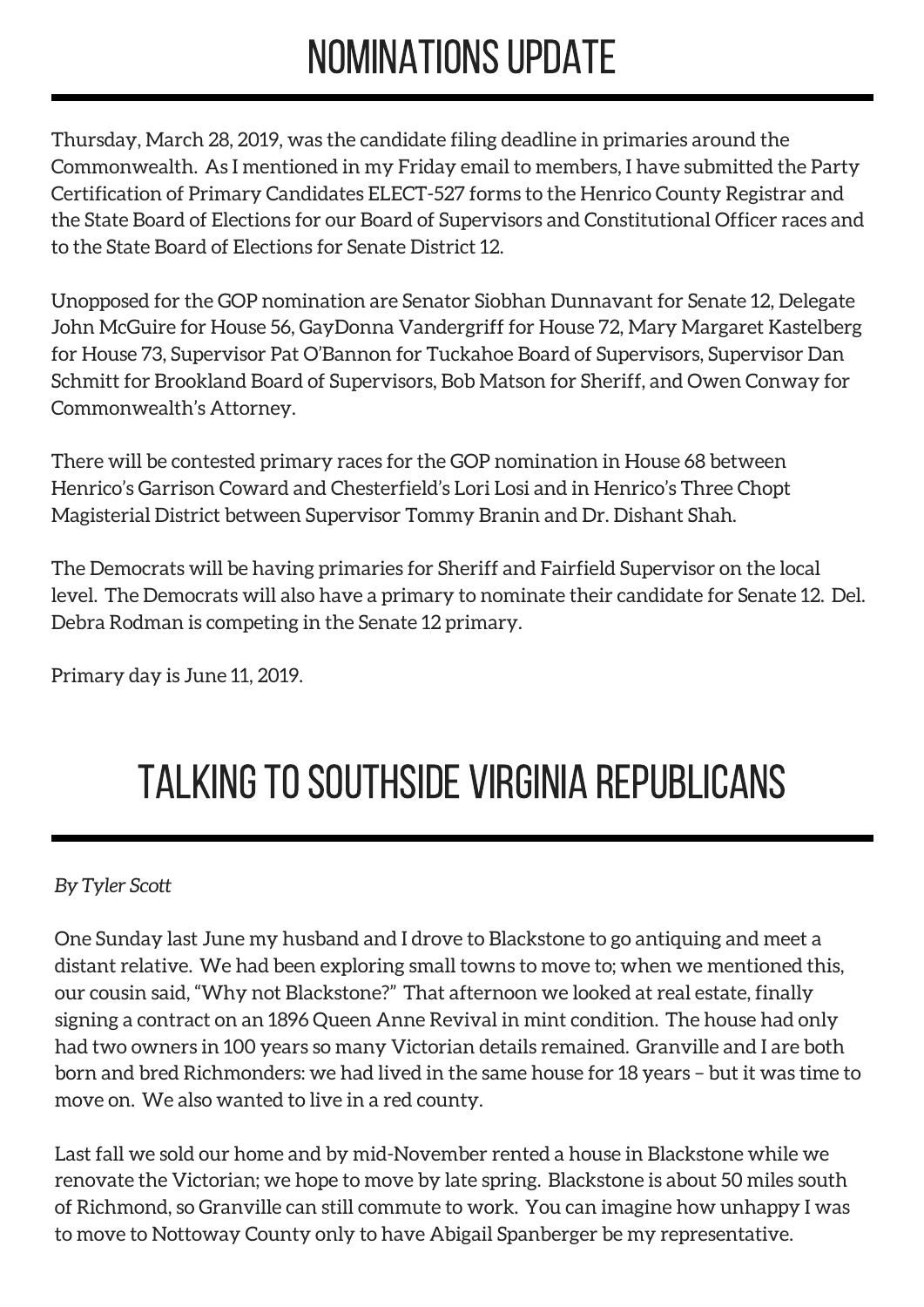# NOMINATIONS UPDATE

Thursday, March 28, 2019, was the candidate filing deadline in primaries around the Commonwealth. As I mentioned in my Friday email to members, I have submitted the Party Certification of Primary Candidates ELECT-527 forms to the Henrico County Registrar and the State Board of Elections for our Board of Supervisors and Constitutional Officer races and to the State Board of Elections for Senate District 12.

Unopposed for the GOP nomination are Senator Siobhan Dunnavant for Senate 12, Delegate John McGuire for House 56, GayDonna Vandergriff for House 72, Mary Margaret Kastelberg for House 73, Supervisor Pat O'Bannon for Tuckahoe Board of Supervisors, Supervisor Dan Schmitt for Brookland Board of Supervisors, Bob Matson for Sheriff, and Owen Conway for Commonwealth's Attorney.

There will be contested primary races for the GOP nomination in House 68 between Henrico's Garrison Coward and Chesterfield's Lori Losi and in Henrico's Three Chopt Magisterial District between Supervisor Tommy Branin and Dr. Dishant Shah.

The Democrats will be having primaries for Sheriff and Fairfield Supervisor on the local level. The Democrats will also have a primary to nominate their candidate for Senate 12. Del. Debra Rodman is competing in the Senate 12 primary.

Primary day is June 11, 2019.

# TALKING TO SOUTHSIDE VIRGINIA REPUBLICANS

*By Tyler Scott*

One Sunday last June my husband and I drove to Blackstone to go antiquing and meet a distant relative. We had been exploring small towns to move to; when we mentioned this, our cousin said, "Why not Blackstone?" That afternoon we looked at real estate, finally signing a contract on an 1896 Queen Anne Revival in mint condition. The house had only had two owners in 100 years so many Victorian details remained. Granville and I are both born and bred Richmonders: we had lived in the same house for 18 years – but it was time to move on. We also wanted to live in a red county.

Last fall we sold our home and by mid-November rented a house in Blackstone while we renovate the Victorian; we hope to move by late spring. Blackstone is about 50 miles south of Richmond, so Granville can still commute to work. You can imagine how unhappy I was to move to Nottoway County only to have Abigail Spanberger be my representative.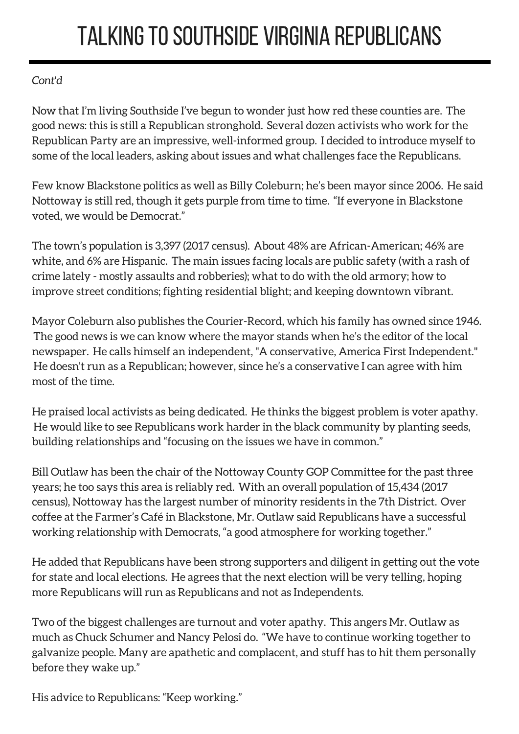# TALKING TO SOUTHSIDE VIRGINIA REPUBLICANS

*Cont'd*

Now that I'm living Southside I've begun to wonder just how red these counties are. The good news: this is still a Republican stronghold. Several dozen activists who work for the Republican Party are an impressive, well-informed group. I decided to introduce myself to some of the local leaders, asking about issues and what challenges face the Republicans.

Few know Blackstone politics as well as Billy Coleburn; he's been mayor since 2006. He said Nottoway is still red, though it gets purple from time to time. "If everyone in Blackstone voted, we would be Democrat."

The town's population is 3,397 (2017 census). About 48% are African-American; 46% are white, and 6% are Hispanic. The main issues facing locals are public safety (with a rash of crime lately - mostly assaults and robberies); what to do with the old armory; how to improve street conditions; fighting residential blight; and keeping downtown vibrant.

Mayor Coleburn also publishes the Courier-Record, which his family has owned since 1946. The good news is we can know where the mayor stands when he's the editor of the local newspaper. He calls himself an independent, "A conservative, America First Independent." He doesn't run as a Republican; however, since he's a conservative I can agree with him most of the time.

He praised local activists as being dedicated. He thinks the biggest problem is voter apathy. He would like to see Republicans work harder in the black community by planting seeds, building relationships and "focusing on the issues we have in common."

Bill Outlaw has been the chair of the Nottoway County GOP Committee for the past three years; he too says this area is reliably red. With an overall population of 15,434 (2017 census), Nottoway has the largest number of minority residents in the 7th District. Over coffee at the Farmer's Café in Blackstone, Mr. Outlaw said Republicans have a successful working relationship with Democrats, "a good atmosphere for working together."

He added that Republicans have been strong supporters and diligent in getting out the vote for state and local elections. He agrees that the next election will be very telling, hoping more Republicans will run as Republicans and not as Independents.

Two of the biggest challenges are turnout and voter apathy. This angers Mr. Outlaw as much as Chuck Schumer and Nancy Pelosi do. "We have to continue working together to galvanize people. Many are apathetic and complacent, and stuff has to hit them personally before they wake up."

His advice to Republicans: "Keep working."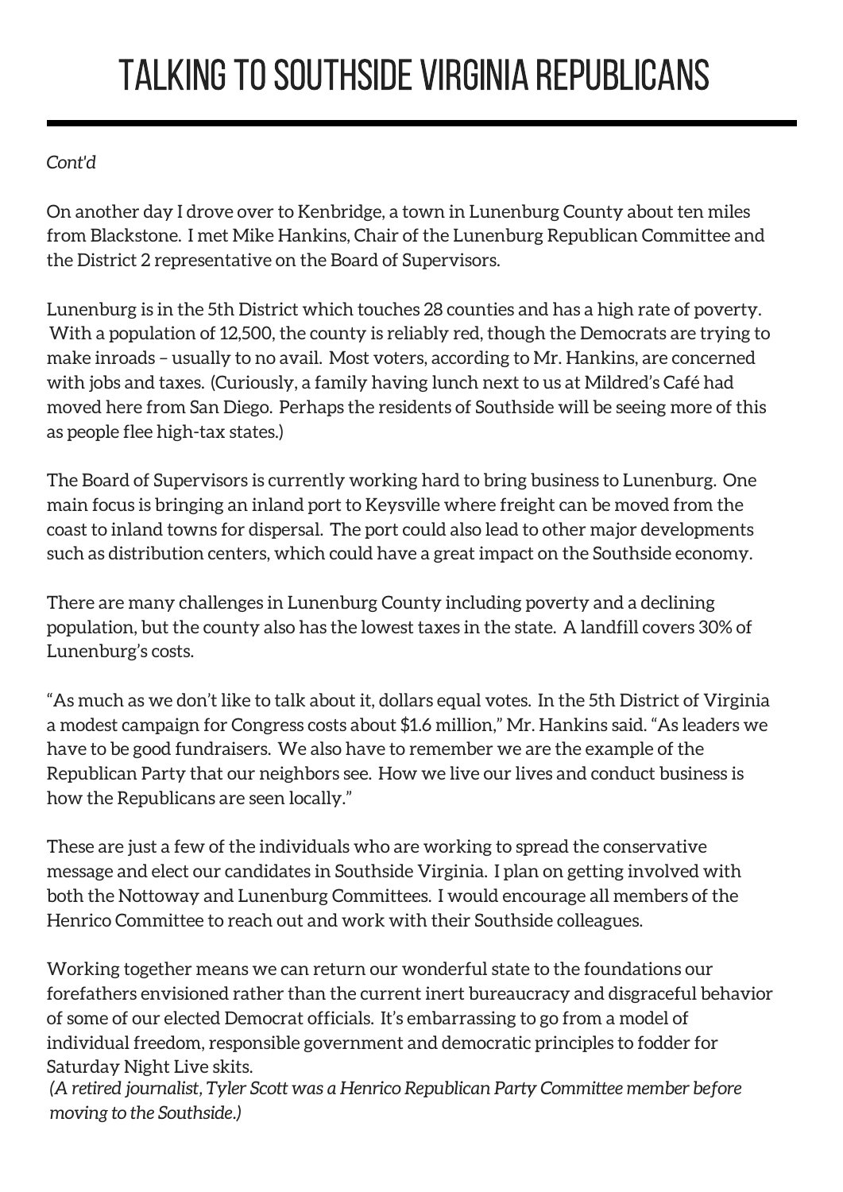# TALKING TO SOUTHSIDE VIRGINIA REPUBLICANS

*Cont'd*

On another day I drove over to Kenbridge, a town in Lunenburg County about ten miles from Blackstone. I met Mike Hankins, Chair of the Lunenburg Republican Committee and the District 2 representative on the Board of Supervisors.

Lunenburg is in the 5th District which touches 28 counties and has a high rate of poverty. With a population of 12,500, the county is reliably red, though the Democrats are trying to make inroads – usually to no avail. Most voters, according to Mr. Hankins, are concerned with jobs and taxes. (Curiously, a family having lunch next to us at Mildred's Café had moved here from San Diego. Perhaps the residents of Southside will be seeing more of this as people flee high-tax states.)

The Board of Supervisors is currently working hard to bring business to Lunenburg. One main focus is bringing an inland port to Keysville where freight can be moved from the coast to inland towns for dispersal. The port could also lead to other major developments such as distribution centers, which could have a great impact on the Southside economy.

There are many challenges in Lunenburg County including poverty and a declining population, but the county also has the lowest taxes in the state. A landfill covers 30% of Lunenburg's costs.

"As much as we don't like to talk about it, dollars equal votes. In the 5th District of Virginia a modest campaign for Congress costs about $1.6 million," Mr. Hankins said. "As leaders we have to be good fundraisers. We also have to remember we are the example of the Republican Party that our neighbors see. How we live our lives and conduct business is how the Republicans are seen locally."

These are just a few of the individuals who are working to spread the conservative message and elect our candidates in Southside Virginia. I plan on getting involved with both the Nottoway and Lunenburg Committees. I would encourage all members of the Henrico Committee to reach out and work with their Southside colleagues.

Working together means we can return our wonderful state to the foundations our forefathers envisioned rather than the current inert bureaucracy and disgraceful behavior of some of our elected Democrat officials. It's embarrassing to go from a model of individual freedom, responsible government and democratic principles to fodder for Saturday Night Live skits.

*(A retired journalist, Tyler Scott was a Henrico Republican Party Committee member before moving to the Southside.)*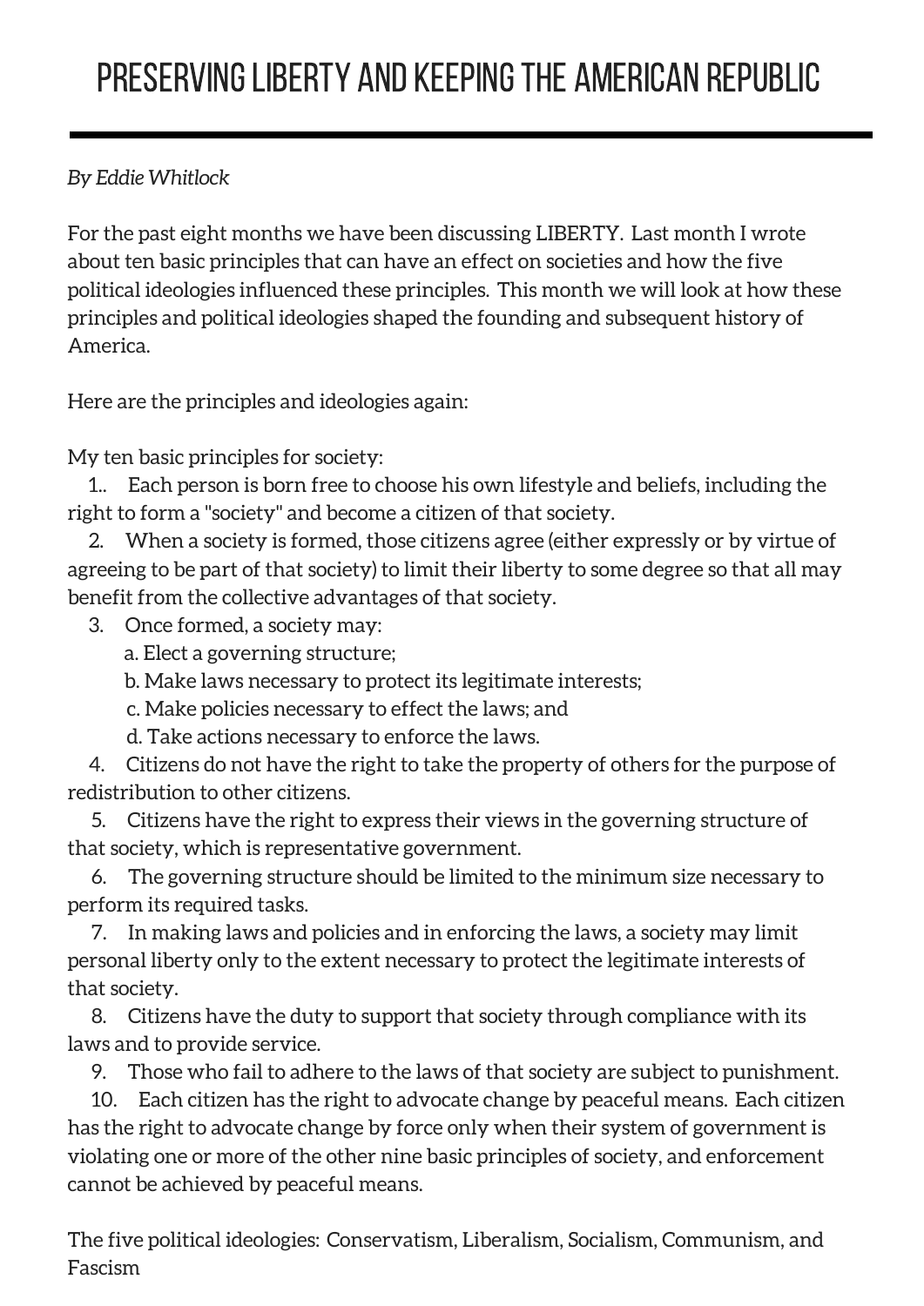# PRESERVING LIBERTY AND KEEPING THE AMERICAN REPUBLIC

*By Eddie Whitlock*

For the past eight months we have been discussing LIBERTY. Last month I wrote about ten basic principles that can have an effect on societies and how the five political ideologies influenced these principles. This month we will look at how these principles and political ideologies shaped the founding and subsequent history of America.

Here are the principles and ideologies again:

My ten basic principles for society:

1.. Each person is born free to choose his own lifestyle and beliefs, including the right to form a "society" and become a citizen of that society.

2. When a society is formed, those citizens agree (either expressly or by virtue of agreeing to be part of that society) to limit their liberty to some degree so that all may benefit from the collective advantages of that society.

3. Once formed, a society may:
   a. Elect a governing structure;
   b. Make laws necessary to protect its legitimate interests;
   c. Make policies necessary to effect the laws; and
   d. Take actions necessary to enforce the laws.

4. Citizens do not have the right to take the property of others for the purpose of redistribution to other citizens.

5. Citizens have the right to express their views in the governing structure of that society, which is representative government.

6. The governing structure should be limited to the minimum size necessary to perform its required tasks.

7. In making laws and policies and in enforcing the laws, a society may limit personal liberty only to the extent necessary to protect the legitimate interests of that society.

8. Citizens have the duty to support that society through compliance with its laws and to provide service.

9. Those who fail to adhere to the laws of that society are subject to punishment.

10. Each citizen has the right to advocate change by peaceful means. Each citizen has the right to advocate change by force only when their system of government is violating one or more of the other nine basic principles of society, and enforcement cannot be achieved by peaceful means.

The five political ideologies: Conservatism, Liberalism, Socialism, Communism, and Fascism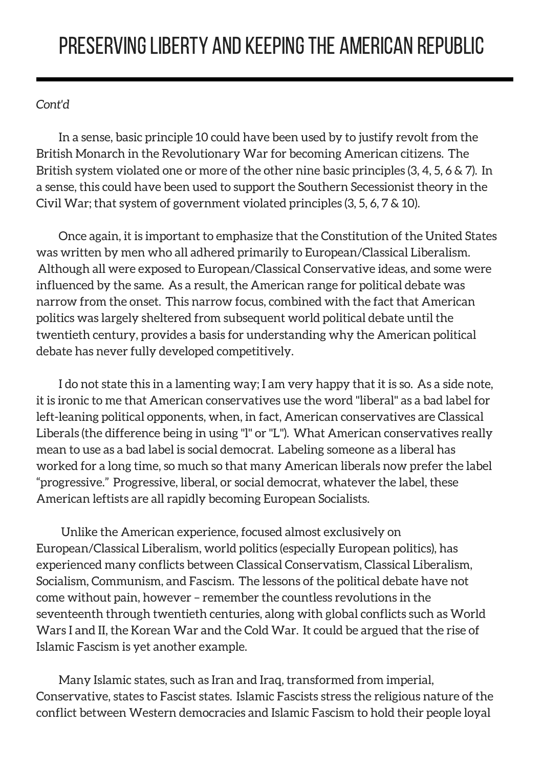# PRESERVING LIBERTY AND KEEPING THE AMERICAN REPUBLIC

*Cont'd*

In a sense, basic principle 10 could have been used by to justify revolt from the British Monarch in the Revolutionary War for becoming American citizens. The British system violated one or more of the other nine basic principles (3, 4, 5, 6 & 7). In a sense, this could have been used to support the Southern Secessionist theory in the Civil War; that system of government violated principles (3, 5, 6, 7 & 10).

Once again, it is important to emphasize that the Constitution of the United States was written by men who all adhered primarily to European/Classical Liberalism. Although all were exposed to European/Classical Conservative ideas, and some were influenced by the same. As a result, the American range for political debate was narrow from the onset. This narrow focus, combined with the fact that American politics was largely sheltered from subsequent world political debate until the twentieth century, provides a basis for understanding why the American political debate has never fully developed competitively.

I do not state this in a lamenting way; I am very happy that it is so. As a side note, it is ironic to me that American conservatives use the word "liberal" as a bad label for left-leaning political opponents, when, in fact, American conservatives are Classical Liberals (the difference being in using "l" or "L"). What American conservatives really mean to use as a bad label is social democrat. Labeling someone as a liberal has worked for a long time, so much so that many American liberals now prefer the label "progressive." Progressive, liberal, or social democrat, whatever the label, these American leftists are all rapidly becoming European Socialists.

Unlike the American experience, focused almost exclusively on European/Classical Liberalism, world politics (especially European politics), has experienced many conflicts between Classical Conservatism, Classical Liberalism, Socialism, Communism, and Fascism. The lessons of the political debate have not come without pain, however – remember the countless revolutions in the seventeenth through twentieth centuries, along with global conflicts such as World Wars I and II, the Korean War and the Cold War. It could be argued that the rise of Islamic Fascism is yet another example.

Many Islamic states, such as Iran and Iraq, transformed from imperial, Conservative, states to Fascist states. Islamic Fascists stress the religious nature of the conflict between Western democracies and Islamic Fascism to hold their people loyal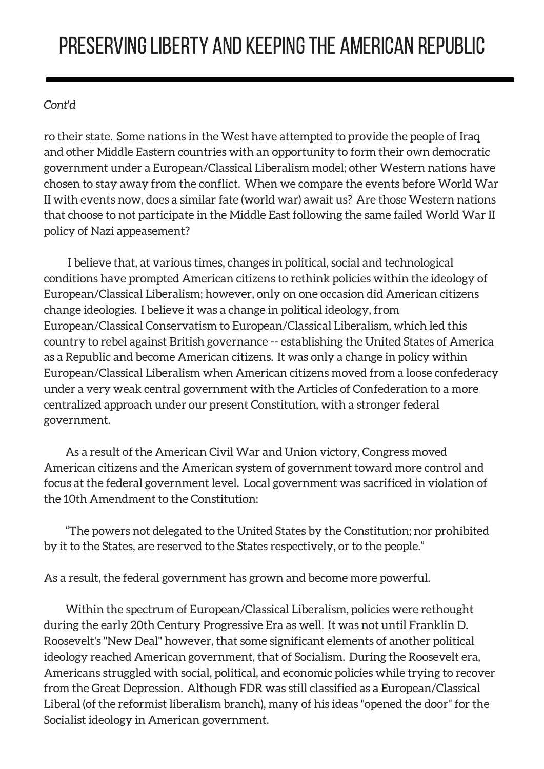*Cont'd*

ro their state. Some nations in the West have attempted to provide the people of Iraq and other Middle Eastern countries with an opportunity to form their own democratic government under a European/Classical Liberalism model; other Western nations have chosen to stay away from the conflict. When we compare the events before World War II with events now, does a similar fate (world war) await us? Are those Western nations that choose to not participate in the Middle East following the same failed World War II policy of Nazi appeasement?

I believe that, at various times, changes in political, social and technological conditions have prompted American citizens to rethink policies within the ideology of European/Classical Liberalism; however, only on one occasion did American citizens change ideologies. I believe it was a change in political ideology, from European/Classical Conservatism to European/Classical Liberalism, which led this country to rebel against British governance -- establishing the United States of America as a Republic and become American citizens. It was only a change in policy within European/Classical Liberalism when American citizens moved from a loose confederacy under a very weak central government with the Articles of Confederation to a more centralized approach under our present Constitution, with a stronger federal government.

As a result of the American Civil War and Union victory, Congress moved American citizens and the American system of government toward more control and focus at the federal government level. Local government was sacrificed in violation of the 10th Amendment to the Constitution:

"The powers not delegated to the United States by the Constitution; nor prohibited by it to the States, are reserved to the States respectively, or to the people."

As a result, the federal government has grown and become more powerful.

Within the spectrum of European/Classical Liberalism, policies were rethought during the early 20th Century Progressive Era as well. It was not until Franklin D. Roosevelt's "New Deal" however, that some significant elements of another political ideology reached American government, that of Socialism. During the Roosevelt era, Americans struggled with social, political, and economic policies while trying to recover from the Great Depression. Although FDR was still classified as a European/Classical Liberal (of the reformist liberalism branch), many of his ideas "opened the door" for the Socialist ideology in American government.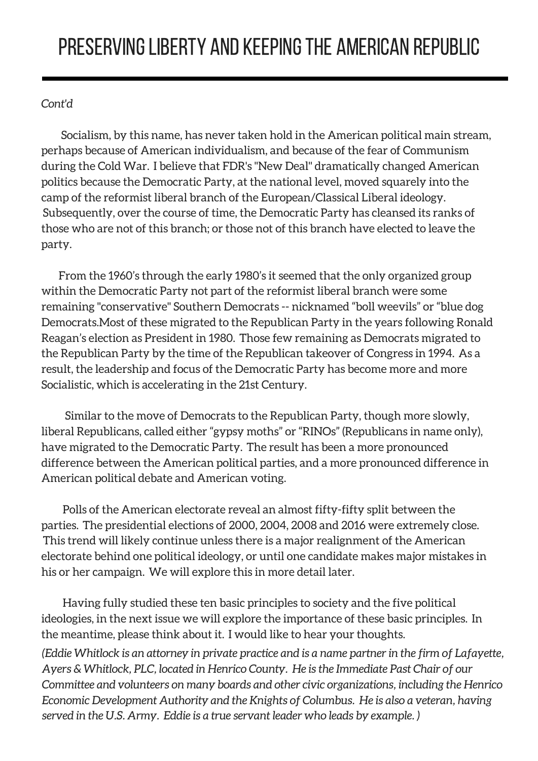# PRESERVING LIBERTY AND KEEPING THE AMERICAN REPUBLIC

*Cont'd*

Socialism, by this name, has never taken hold in the American political main stream, perhaps because of American individualism, and because of the fear of Communism during the Cold War. I believe that FDR's "New Deal" dramatically changed American politics because the Democratic Party, at the national level, moved squarely into the camp of the reformist liberal branch of the European/Classical Liberal ideology. Subsequently, over the course of time, the Democratic Party has cleansed its ranks of those who are not of this branch; or those not of this branch have elected to leave the party.

From the 1960's through the early 1980's it seemed that the only organized group within the Democratic Party not part of the reformist liberal branch were some remaining "conservative" Southern Democrats -- nicknamed "boll weevils" or "blue dog Democrats.Most of these migrated to the Republican Party in the years following Ronald Reagan's election as President in 1980. Those few remaining as Democrats migrated to the Republican Party by the time of the Republican takeover of Congress in 1994. As a result, the leadership and focus of the Democratic Party has become more and more Socialistic, which is accelerating in the 21st Century.

Similar to the move of Democrats to the Republican Party, though more slowly, liberal Republicans, called either "gypsy moths" or "RINOs" (Republicans in name only), have migrated to the Democratic Party. The result has been a more pronounced difference between the American political parties, and a more pronounced difference in American political debate and American voting.

Polls of the American electorate reveal an almost fifty-fifty split between the parties. The presidential elections of 2000, 2004, 2008 and 2016 were extremely close. This trend will likely continue unless there is a major realignment of the American electorate behind one political ideology, or until one candidate makes major mistakes in his or her campaign. We will explore this in more detail later.

Having fully studied these ten basic principles to society and the five political ideologies, in the next issue we will explore the importance of these basic principles. In the meantime, please think about it. I would like to hear your thoughts.

*(Eddie Whitlock is an attorney in private practice and is a name partner in the firm of Lafayette, Ayers & Whitlock, PLC, located in Henrico County. He is the Immediate Past Chair of our Committee and volunteers on many boards and other civic organizations, including the Henrico Economic Development Authority and the Knights of Columbus. He is also a veteran, having served in the U.S. Army. Eddie is a true servant leader who leads by example. )*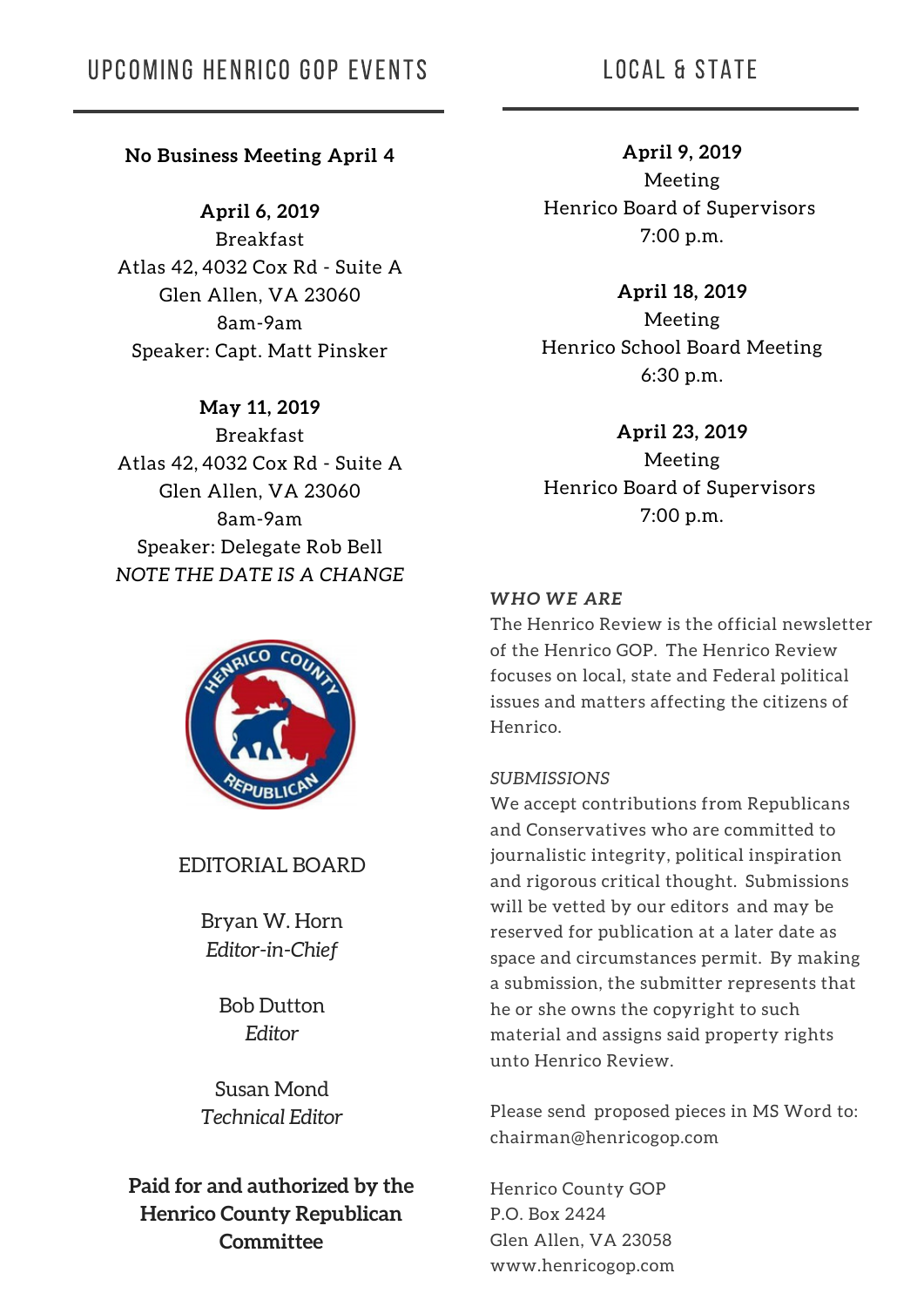## UPCOMING HENRICO GOP EVENTS

**No Business Meeting April 4**

**April 6, 2019**
Breakfast
Atlas 42, 4032 Cox Rd - Suite A
Glen Allen, VA 23060
8am-9am
Speaker: Capt. Matt Pinsker

**May 11, 2019**
Breakfast
Atlas 42, 4032 Cox Rd - Suite A
Glen Allen, VA 23060
8am-9am
Speaker: Delegate Rob Bell
*NOTE THE DATE IS A CHANGE*

EDITORIAL BOARD

Bryan W. Horn
*Editor-in-Chief*

Bob Dutton
*Editor*

Susan Mond
*Technical Editor*

**Paid for and authorized by the Henrico County Republican Committee**

## LOCAL & STATE

**April 9, 2019**
Meeting
Henrico Board of Supervisors
7:00 p.m.

**April 18, 2019**
Meeting
Henrico School Board Meeting
6:30 p.m.

**April 23, 2019**
Meeting
Henrico Board of Supervisors
7:00 p.m.

***WHO WE ARE***

The Henrico Review is the official newsletter of the Henrico GOP. The Henrico Review focuses on local, state and Federal political issues and matters affecting the citizens of Henrico.

*SUBMISSIONS*

We accept contributions from Republicans and Conservatives who are committed to journalistic integrity, political inspiration and rigorous critical thought. Submissions will be vetted by our editors and may be reserved for publication at a later date as space and circumstances permit. By making a submission, the submitter represents that he or she owns the copyright to such material and assigns said property rights unto Henrico Review.

Please send proposed pieces in MS Word to:
chairman@henricogop.com

Henrico County GOP
P.O. Box 2424
Glen Allen, VA 23058
www.henricogop.com